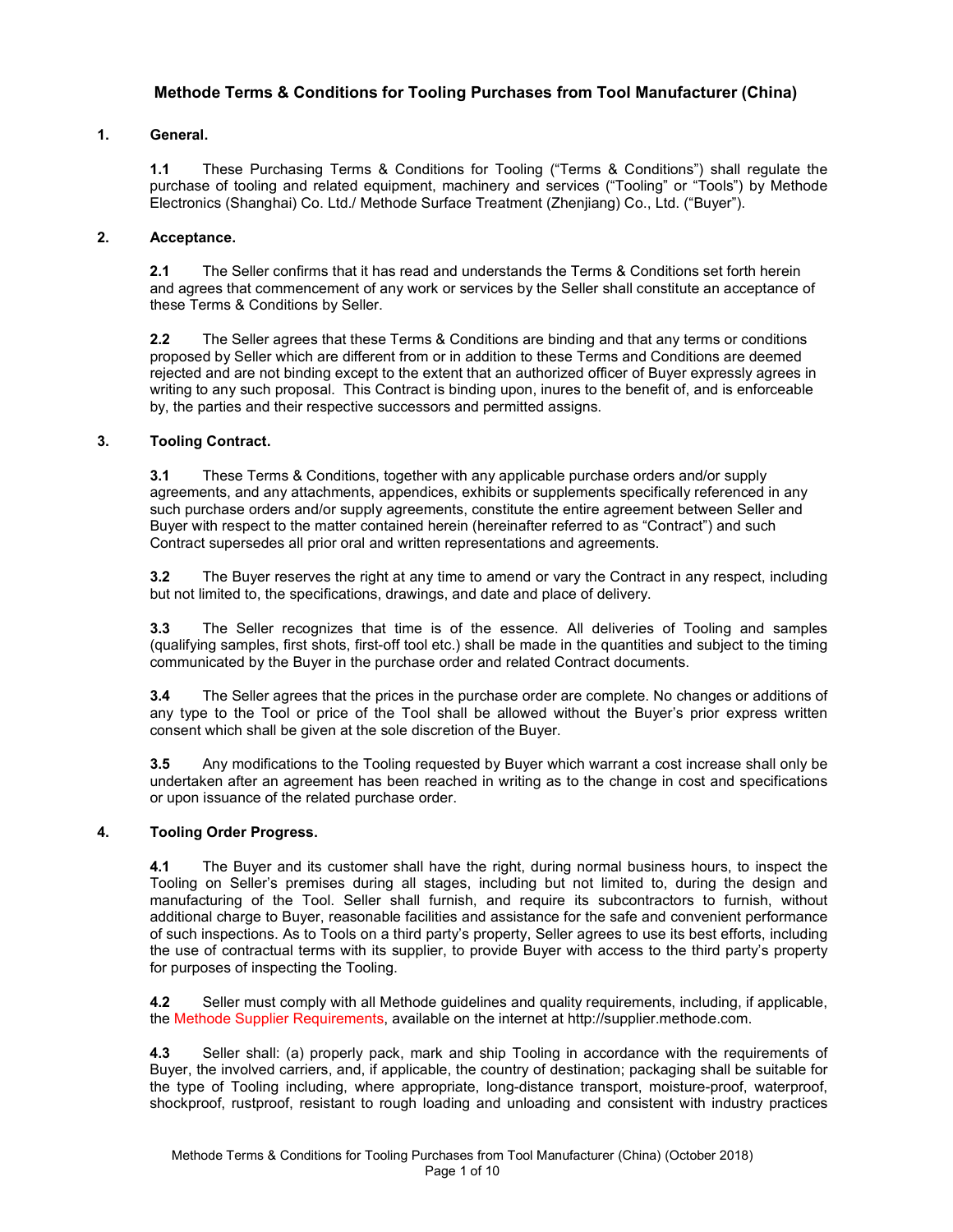# Methode Terms & Conditions for Tooling Purchases from Tool Manufacturer (China)

## 1. General.

**1.1** These Purchasing Terms & Conditions for Tooling ("Terms & Conditions") shall regulate the purchase of tooling and related equipment, machinery and services ("Tooling" or "Tools") by Methode Electronics (Shanghai) Co. Ltd./ Methode Surface Treatment (Zhenjiang) Co., Ltd. ("Buyer").

## 2. Acceptance.

**2.1** The Seller confirms that it has read and understands the Terms & Conditions set forth herein and agrees that commencement of any work or services by the Seller shall constitute an acceptance of these Terms & Conditions by Seller.

**2.2** The Seller agrees that these Terms & Conditions are binding and that any terms or conditions proposed by Seller which are different from or in addition to these Terms and Conditions are deemed rejected and are not binding except to the extent that an authorized officer of Buyer expressly agrees in writing to any such proposal. This Contract is binding upon, inures to the benefit of, and is enforceable by, the parties and their respective successors and permitted assigns.

## 3. Tooling Contract.

**3.1** These Terms & Conditions, together with any applicable purchase orders and/or supply agreements, and any attachments, appendices, exhibits or supplements specifically referenced in any such purchase orders and/or supply agreements, constitute the entire agreement between Seller and Buyer with respect to the matter contained herein (hereinafter referred to as "Contract") and such Contract supersedes all prior oral and written representations and agreements.

**3.2** The Buyer reserves the right at any time to amend or vary the Contract in any respect, including but not limited to, the specifications, drawings, and date and place of delivery.

**3.3** The Seller recognizes that time is of the essence. All deliveries of Tooling and samples (qualifying samples, first shots, first-off tool etc.) shall be made in the quantities and subject to the timing communicated by the Buyer in the purchase order and related Contract documents.

**3.4** The Seller agrees that the prices in the purchase order are complete. No changes or additions of any type to the Tool or price of the Tool shall be allowed without the Buyer's prior express written consent which shall be given at the sole discretion of the Buyer.

**3.5** Any modifications to the Tooling requested by Buyer which warrant a cost increase shall only be undertaken after an agreement has been reached in writing as to the change in cost and specifications or upon issuance of the related purchase order.

## 4. Tooling Order Progress.

**4.1** The Buyer and its customer shall have the right, during normal business hours, to inspect the Tooling on Seller's premises during all stages, including but not limited to, during the design and manufacturing of the Tool. Seller shall furnish, and require its subcontractors to furnish, without additional charge to Buyer, reasonable facilities and assistance for the safe and convenient performance of such inspections. As to Tools on a third party's property, Seller agrees to use its best efforts, including the use of contractual terms with its supplier, to provide Buyer with access to the third party's property for purposes of inspecting the Tooling.

**4.2** Seller must comply with all Methode guidelines and quality requirements, including, if applicable, the Methode Supplier Requirements, available on the internet at http://supplier.methode.com.

**4.3** Seller shall: (a) properly pack, mark and ship Tooling in accordance with the requirements of Buyer, the involved carriers, and, if applicable, the country of destination; packaging shall be suitable for the type of Tooling including, where appropriate, long-distance transport, moisture-proof, waterproof, shockproof, rustproof, resistant to rough loading and unloading and consistent with industry practices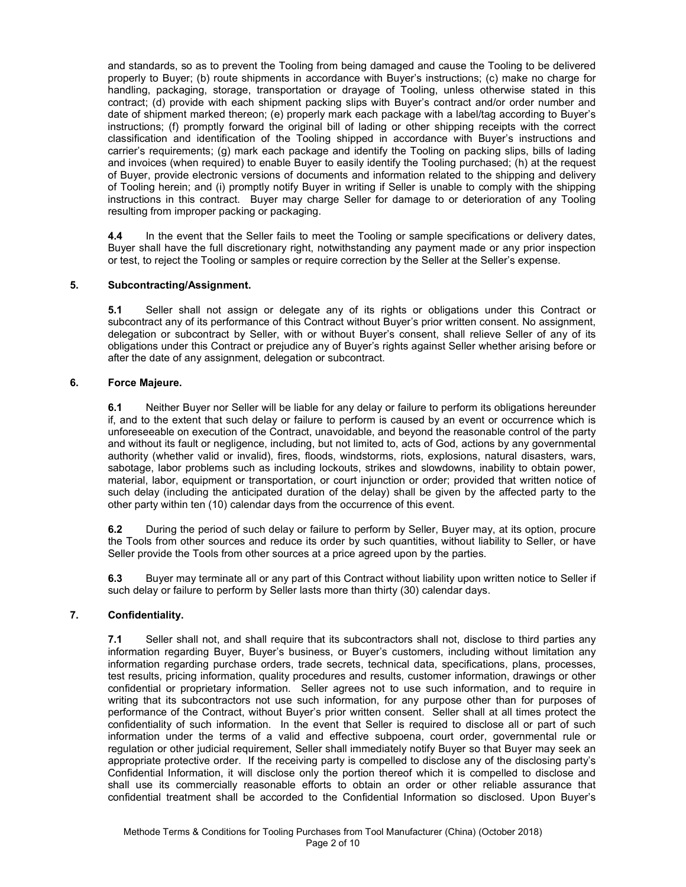and standards, so as to prevent the Tooling from being damaged and cause the Tooling to be delivered properly to Buyer; (b) route shipments in accordance with Buyer's instructions; (c) make no charge for handling, packaging, storage, transportation or drayage of Tooling, unless otherwise stated in this contract; (d) provide with each shipment packing slips with Buyer's contract and/or order number and date of shipment marked thereon; (e) properly mark each package with a label/tag according to Buyer's instructions; (f) promptly forward the original bill of lading or other shipping receipts with the correct classification and identification of the Tooling shipped in accordance with Buyer's instructions and carrier's requirements; (g) mark each package and identify the Tooling on packing slips, bills of lading and invoices (when required) to enable Buyer to easily identify the Tooling purchased; (h) at the request of Buyer, provide electronic versions of documents and information related to the shipping and delivery of Tooling herein; and (i) promptly notify Buyer in writing if Seller is unable to comply with the shipping instructions in this contract. Buyer may charge Seller for damage to or deterioration of any Tooling resulting from improper packing or packaging.

**4.4** In the event that the Seller fails to meet the Tooling or sample specifications or delivery dates, Buyer shall have the full discretionary right, notwithstanding any payment made or any prior inspection or test, to reject the Tooling or samples or require correction by the Seller at the Seller's expense.

**5. Subcontracting/Assignment.**

**5.1** Seller shall not assign or delegate any of its rights or obligations under this Contract or subcontract any of its performance of this Contract without Buyer's prior written consent. No assignment, delegation or subcontract by Seller, with or without Buyer's consent, shall relieve Seller of any of its obligations under this Contract or prejudice any of Buyer's rights against Seller whether arising before or after the date of any assignment, delegation or subcontract.

**6. Force Majeure.**

**6.1** Neither Buyer nor Seller will be liable for any delay or failure to perform its obligations hereunder if, and to the extent that such delay or failure to perform is caused by an event or occurrence which is unforeseeable on execution of the Contract, unavoidable, and beyond the reasonable control of the party and without its fault or negligence, including, but not limited to, acts of God, actions by any governmental authority (whether valid or invalid), fires, floods, windstorms, riots, explosions, natural disasters, wars, sabotage, labor problems such as including lockouts, strikes and slowdowns, inability to obtain power, material, labor, equipment or transportation, or court injunction or order; provided that written notice of such delay (including the anticipated duration of the delay) shall be given by the affected party to the other party within ten (10) calendar days from the occurrence of this event.

**6.2** During the period of such delay or failure to perform by Seller, Buyer may, at its option, procure the Tools from other sources and reduce its order by such quantities, without liability to Seller, or have Seller provide the Tools from other sources at a price agreed upon by the parties.

**6.3** Buyer may terminate all or any part of this Contract without liability upon written notice to Seller if such delay or failure to perform by Seller lasts more than thirty (30) calendar days.

**7. Confidentiality.**

**7.1** Seller shall not, and shall require that its subcontractors shall not, disclose to third parties any information regarding Buyer, Buyer's business, or Buyer's customers, including without limitation any information regarding purchase orders, trade secrets, technical data, specifications, plans, processes, test results, pricing information, quality procedures and results, customer information, drawings or other confidential or proprietary information. Seller agrees not to use such information, and to require in writing that its subcontractors not use such information, for any purpose other than for purposes of performance of the Contract, without Buyer's prior written consent. Seller shall at all times protect the confidentiality of such information. In the event that Seller is required to disclose all or part of such information under the terms of a valid and effective subpoena, court order, governmental rule or regulation or other judicial requirement, Seller shall immediately notify Buyer so that Buyer may seek an appropriate protective order. If the receiving party is compelled to disclose any of the disclosing party's Confidential Information, it will disclose only the portion thereof which it is compelled to disclose and shall use its commercially reasonable efforts to obtain an order or other reliable assurance that confidential treatment shall be accorded to the Confidential Information so disclosed. Upon Buyer's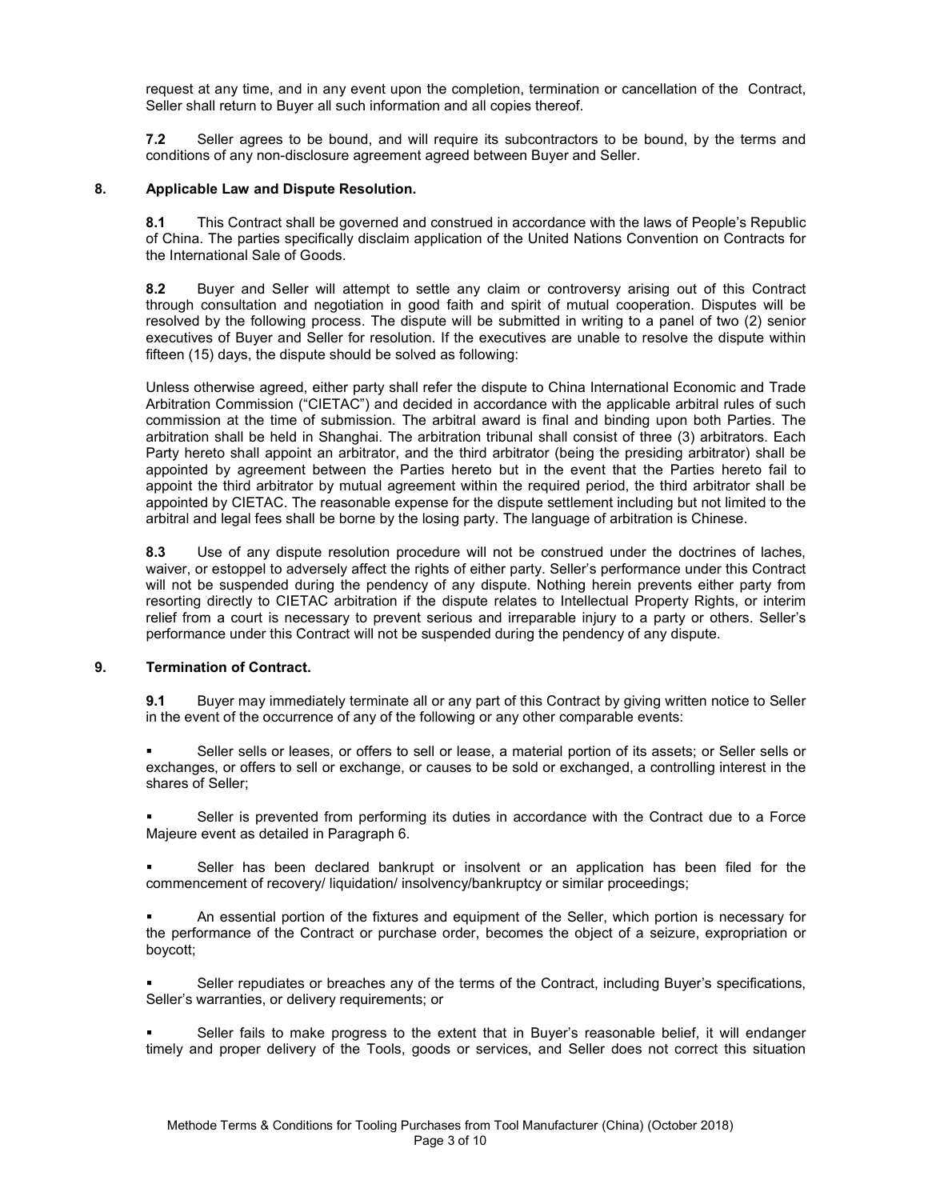request at any time, and in any event upon the completion, termination or cancellation of the Contract, Seller shall return to Buyer all such information and all copies thereof.

**7.2** Seller agrees to be bound, and will require its subcontractors to be bound, by the terms and conditions of any non-disclosure agreement agreed between Buyer and Seller.

## 8. Applicable Law and Dispute Resolution.

**8.1** This Contract shall be governed and construed in accordance with the laws of People's Republic of China. The parties specifically disclaim application of the United Nations Convention on Contracts for the International Sale of Goods.

**8.2** Buyer and Seller will attempt to settle any claim or controversy arising out of this Contract through consultation and negotiation in good faith and spirit of mutual cooperation. Disputes will be resolved by the following process. The dispute will be submitted in writing to a panel of two (2) senior executives of Buyer and Seller for resolution. If the executives are unable to resolve the dispute within fifteen (15) days, the dispute should be solved as following:

Unless otherwise agreed, either party shall refer the dispute to China International Economic and Trade Arbitration Commission ("CIETAC") and decided in accordance with the applicable arbitral rules of such commission at the time of submission. The arbitral award is final and binding upon both Parties. The arbitration shall be held in Shanghai. The arbitration tribunal shall consist of three (3) arbitrators. Each Party hereto shall appoint an arbitrator, and the third arbitrator (being the presiding arbitrator) shall be appointed by agreement between the Parties hereto but in the event that the Parties hereto fail to appoint the third arbitrator by mutual agreement within the required period, the third arbitrator shall be appointed by CIETAC. The reasonable expense for the dispute settlement including but not limited to the arbitral and legal fees shall be borne by the losing party. The language of arbitration is Chinese.

**8.3** Use of any dispute resolution procedure will not be construed under the doctrines of laches, waiver, or estoppel to adversely affect the rights of either party. Seller's performance under this Contract will not be suspended during the pendency of any dispute. Nothing herein prevents either party from resorting directly to CIETAC arbitration if the dispute relates to Intellectual Property Rights, or interim relief from a court is necessary to prevent serious and irreparable injury to a party or others. Seller's performance under this Contract will not be suspended during the pendency of any dispute.

## 9. Termination of Contract.

**9.1** Buyer may immediately terminate all or any part of this Contract by giving written notice to Seller in the event of the occurrence of any of the following or any other comparable events:

- Seller sells or leases, or offers to sell or lease, a material portion of its assets; or Seller sells or exchanges, or offers to sell or exchange, or causes to be sold or exchanged, a controlling interest in the shares of Seller;
- Seller is prevented from performing its duties in accordance with the Contract due to a Force Majeure event as detailed in Paragraph 6.
- Seller has been declared bankrupt or insolvent or an application has been filed for the commencement of recovery/ liquidation/ insolvency/bankruptcy or similar proceedings;
- An essential portion of the fixtures and equipment of the Seller, which portion is necessary for the performance of the Contract or purchase order, becomes the object of a seizure, expropriation or boycott;
- Seller repudiates or breaches any of the terms of the Contract, including Buyer's specifications, Seller's warranties, or delivery requirements; or
- Seller fails to make progress to the extent that in Buyer's reasonable belief, it will endanger timely and proper delivery of the Tools, goods or services, and Seller does not correct this situation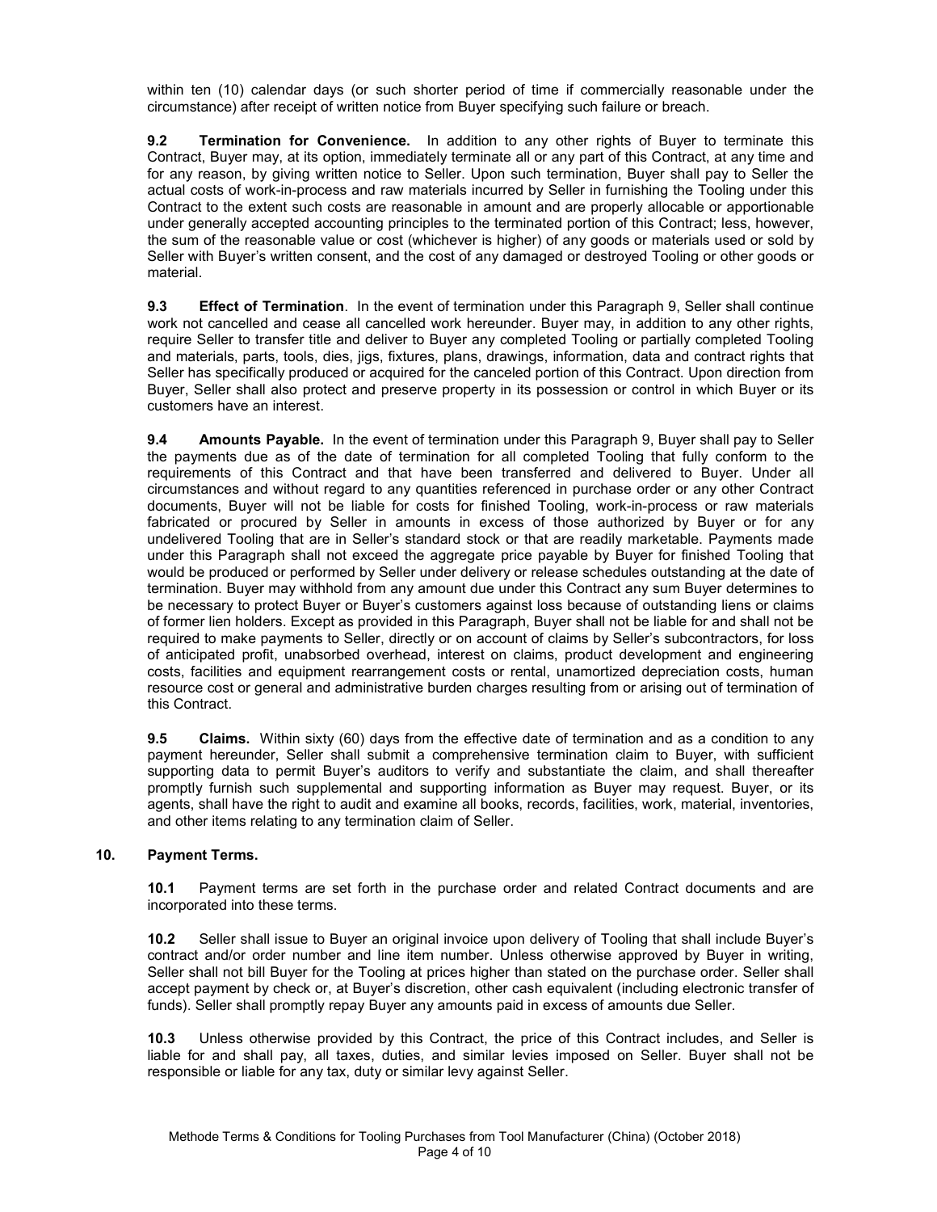within ten (10) calendar days (or such shorter period of time if commercially reasonable under the circumstance) after receipt of written notice from Buyer specifying such failure or breach.

**9.2 Termination for Convenience.** In addition to any other rights of Buyer to terminate this Contract, Buyer may, at its option, immediately terminate all or any part of this Contract, at any time and for any reason, by giving written notice to Seller. Upon such termination, Buyer shall pay to Seller the actual costs of work-in-process and raw materials incurred by Seller in furnishing the Tooling under this Contract to the extent such costs are reasonable in amount and are properly allocable or apportionable under generally accepted accounting principles to the terminated portion of this Contract; less, however, the sum of the reasonable value or cost (whichever is higher) of any goods or materials used or sold by Seller with Buyer's written consent, and the cost of any damaged or destroyed Tooling or other goods or material.

**9.3 Effect of Termination**. In the event of termination under this Paragraph 9, Seller shall continue work not cancelled and cease all cancelled work hereunder. Buyer may, in addition to any other rights, require Seller to transfer title and deliver to Buyer any completed Tooling or partially completed Tooling and materials, parts, tools, dies, jigs, fixtures, plans, drawings, information, data and contract rights that Seller has specifically produced or acquired for the canceled portion of this Contract. Upon direction from Buyer, Seller shall also protect and preserve property in its possession or control in which Buyer or its customers have an interest.

**9.4 Amounts Payable.** In the event of termination under this Paragraph 9, Buyer shall pay to Seller the payments due as of the date of termination for all completed Tooling that fully conform to the requirements of this Contract and that have been transferred and delivered to Buyer. Under all circumstances and without regard to any quantities referenced in purchase order or any other Contract documents, Buyer will not be liable for costs for finished Tooling, work-in-process or raw materials fabricated or procured by Seller in amounts in excess of those authorized by Buyer or for any undelivered Tooling that are in Seller's standard stock or that are readily marketable. Payments made under this Paragraph shall not exceed the aggregate price payable by Buyer for finished Tooling that would be produced or performed by Seller under delivery or release schedules outstanding at the date of termination. Buyer may withhold from any amount due under this Contract any sum Buyer determines to be necessary to protect Buyer or Buyer's customers against loss because of outstanding liens or claims of former lien holders. Except as provided in this Paragraph, Buyer shall not be liable for and shall not be required to make payments to Seller, directly or on account of claims by Seller's subcontractors, for loss of anticipated profit, unabsorbed overhead, interest on claims, product development and engineering costs, facilities and equipment rearrangement costs or rental, unamortized depreciation costs, human resource cost or general and administrative burden charges resulting from or arising out of termination of this Contract.

**9.5 Claims.** Within sixty (60) days from the effective date of termination and as a condition to any payment hereunder, Seller shall submit a comprehensive termination claim to Buyer, with sufficient supporting data to permit Buyer's auditors to verify and substantiate the claim, and shall thereafter promptly furnish such supplemental and supporting information as Buyer may request. Buyer, or its agents, shall have the right to audit and examine all books, records, facilities, work, material, inventories, and other items relating to any termination claim of Seller.

## 10. Payment Terms.

**10.1** Payment terms are set forth in the purchase order and related Contract documents and are incorporated into these terms.

**10.2** Seller shall issue to Buyer an original invoice upon delivery of Tooling that shall include Buyer's contract and/or order number and line item number. Unless otherwise approved by Buyer in writing, Seller shall not bill Buyer for the Tooling at prices higher than stated on the purchase order. Seller shall accept payment by check or, at Buyer's discretion, other cash equivalent (including electronic transfer of funds). Seller shall promptly repay Buyer any amounts paid in excess of amounts due Seller.

**10.3** Unless otherwise provided by this Contract, the price of this Contract includes, and Seller is liable for and shall pay, all taxes, duties, and similar levies imposed on Seller. Buyer shall not be responsible or liable for any tax, duty or similar levy against Seller.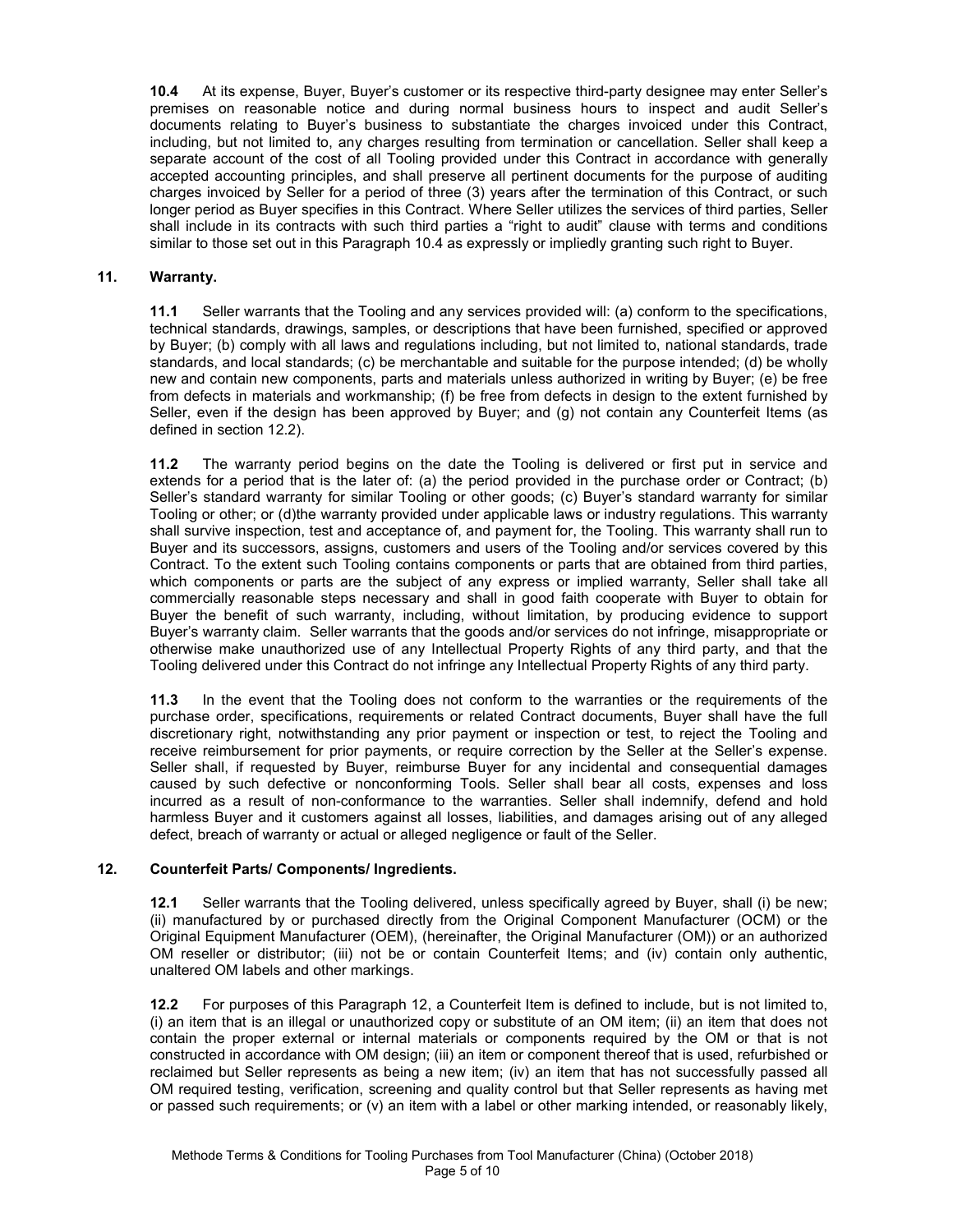**10.4** At its expense, Buyer, Buyer's customer or its respective third-party designee may enter Seller's premises on reasonable notice and during normal business hours to inspect and audit Seller's documents relating to Buyer's business to substantiate the charges invoiced under this Contract, including, but not limited to, any charges resulting from termination or cancellation. Seller shall keep a separate account of the cost of all Tooling provided under this Contract in accordance with generally accepted accounting principles, and shall preserve all pertinent documents for the purpose of auditing charges invoiced by Seller for a period of three (3) years after the termination of this Contract, or such longer period as Buyer specifies in this Contract. Where Seller utilizes the services of third parties, Seller shall include in its contracts with such third parties a "right to audit" clause with terms and conditions similar to those set out in this Paragraph 10.4 as expressly or impliedly granting such right to Buyer.

## 11. Warranty.

**11.1** Seller warrants that the Tooling and any services provided will: (a) conform to the specifications, technical standards, drawings, samples, or descriptions that have been furnished, specified or approved by Buyer; (b) comply with all laws and regulations including, but not limited to, national standards, trade standards, and local standards; (c) be merchantable and suitable for the purpose intended; (d) be wholly new and contain new components, parts and materials unless authorized in writing by Buyer; (e) be free from defects in materials and workmanship; (f) be free from defects in design to the extent furnished by Seller, even if the design has been approved by Buyer; and (g) not contain any Counterfeit Items (as defined in section 12.2).

**11.2** The warranty period begins on the date the Tooling is delivered or first put in service and extends for a period that is the later of: (a) the period provided in the purchase order or Contract; (b) Seller's standard warranty for similar Tooling or other goods; (c) Buyer's standard warranty for similar Tooling or other; or (d)the warranty provided under applicable laws or industry regulations. This warranty shall survive inspection, test and acceptance of, and payment for, the Tooling. This warranty shall run to Buyer and its successors, assigns, customers and users of the Tooling and/or services covered by this Contract. To the extent such Tooling contains components or parts that are obtained from third parties, which components or parts are the subject of any express or implied warranty, Seller shall take all commercially reasonable steps necessary and shall in good faith cooperate with Buyer to obtain for Buyer the benefit of such warranty, including, without limitation, by producing evidence to support Buyer's warranty claim. Seller warrants that the goods and/or services do not infringe, misappropriate or otherwise make unauthorized use of any Intellectual Property Rights of any third party, and that the Tooling delivered under this Contract do not infringe any Intellectual Property Rights of any third party.

**11.3** In the event that the Tooling does not conform to the warranties or the requirements of the purchase order, specifications, requirements or related Contract documents, Buyer shall have the full discretionary right, notwithstanding any prior payment or inspection or test, to reject the Tooling and receive reimbursement for prior payments, or require correction by the Seller at the Seller's expense. Seller shall, if requested by Buyer, reimburse Buyer for any incidental and consequential damages caused by such defective or nonconforming Tools. Seller shall bear all costs, expenses and loss incurred as a result of non-conformance to the warranties. Seller shall indemnify, defend and hold harmless Buyer and it customers against all losses, liabilities, and damages arising out of any alleged defect, breach of warranty or actual or alleged negligence or fault of the Seller.

## 12. Counterfeit Parts/ Components/ Ingredients.

**12.1** Seller warrants that the Tooling delivered, unless specifically agreed by Buyer, shall (i) be new; (ii) manufactured by or purchased directly from the Original Component Manufacturer (OCM) or the Original Equipment Manufacturer (OEM), (hereinafter, the Original Manufacturer (OM)) or an authorized OM reseller or distributor; (iii) not be or contain Counterfeit Items; and (iv) contain only authentic, unaltered OM labels and other markings.

**12.2** For purposes of this Paragraph 12, a Counterfeit Item is defined to include, but is not limited to, (i) an item that is an illegal or unauthorized copy or substitute of an OM item; (ii) an item that does not contain the proper external or internal materials or components required by the OM or that is not constructed in accordance with OM design; (iii) an item or component thereof that is used, refurbished or reclaimed but Seller represents as being a new item; (iv) an item that has not successfully passed all OM required testing, verification, screening and quality control but that Seller represents as having met or passed such requirements; or (v) an item with a label or other marking intended, or reasonably likely,

Methode Terms & Conditions for Tooling Purchases from Tool Manufacturer (China) (October 2018)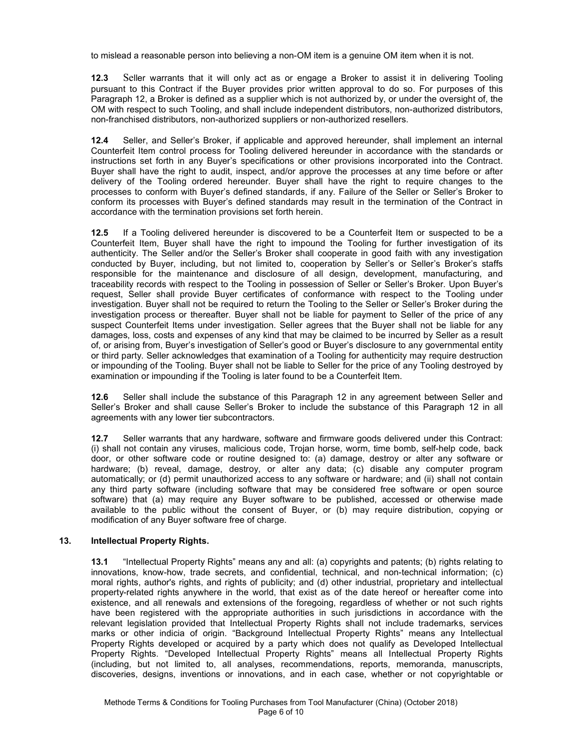to mislead a reasonable person into believing a non-OM item is a genuine OM item when it is not.

**12.3** Seller warrants that it will only act as or engage a Broker to assist it in delivering Tooling pursuant to this Contract if the Buyer provides prior written approval to do so. For purposes of this Paragraph 12, a Broker is defined as a supplier which is not authorized by, or under the oversight of, the OM with respect to such Tooling, and shall include independent distributors, non-authorized distributors, non-franchised distributors, non-authorized suppliers or non-authorized resellers.

**12.4** Seller, and Seller's Broker, if applicable and approved hereunder, shall implement an internal Counterfeit Item control process for Tooling delivered hereunder in accordance with the standards or instructions set forth in any Buyer's specifications or other provisions incorporated into the Contract. Buyer shall have the right to audit, inspect, and/or approve the processes at any time before or after delivery of the Tooling ordered hereunder. Buyer shall have the right to require changes to the processes to conform with Buyer's defined standards, if any. Failure of the Seller or Seller's Broker to conform its processes with Buyer's defined standards may result in the termination of the Contract in accordance with the termination provisions set forth herein.

**12.5** If a Tooling delivered hereunder is discovered to be a Counterfeit Item or suspected to be a Counterfeit Item, Buyer shall have the right to impound the Tooling for further investigation of its authenticity. The Seller and/or the Seller's Broker shall cooperate in good faith with any investigation conducted by Buyer, including, but not limited to, cooperation by Seller's or Seller's Broker's staffs responsible for the maintenance and disclosure of all design, development, manufacturing, and traceability records with respect to the Tooling in possession of Seller or Seller's Broker. Upon Buyer's request, Seller shall provide Buyer certificates of conformance with respect to the Tooling under investigation. Buyer shall not be required to return the Tooling to the Seller or Seller's Broker during the investigation process or thereafter. Buyer shall not be liable for payment to Seller of the price of any suspect Counterfeit Items under investigation. Seller agrees that the Buyer shall not be liable for any damages, loss, costs and expenses of any kind that may be claimed to be incurred by Seller as a result of, or arising from, Buyer's investigation of Seller's good or Buyer's disclosure to any governmental entity or third party. Seller acknowledges that examination of a Tooling for authenticity may require destruction or impounding of the Tooling. Buyer shall not be liable to Seller for the price of any Tooling destroyed by examination or impounding if the Tooling is later found to be a Counterfeit Item.

**12.6** Seller shall include the substance of this Paragraph 12 in any agreement between Seller and Seller's Broker and shall cause Seller's Broker to include the substance of this Paragraph 12 in all agreements with any lower tier subcontractors.

**12.7** Seller warrants that any hardware, software and firmware goods delivered under this Contract: (i) shall not contain any viruses, malicious code, Trojan horse, worm, time bomb, self-help code, back door, or other software code or routine designed to: (a) damage, destroy or alter any software or hardware; (b) reveal, damage, destroy, or alter any data; (c) disable any computer program automatically; or (d) permit unauthorized access to any software or hardware; and (ii) shall not contain any third party software (including software that may be considered free software or open source software) that (a) may require any Buyer software to be published, accessed or otherwise made available to the public without the consent of Buyer, or (b) may require distribution, copying or modification of any Buyer software free of charge.

## 13. Intellectual Property Rights.

**13.1** "Intellectual Property Rights" means any and all: (a) copyrights and patents; (b) rights relating to innovations, know-how, trade secrets, and confidential, technical, and non-technical information; (c) moral rights, author's rights, and rights of publicity; and (d) other industrial, proprietary and intellectual property-related rights anywhere in the world, that exist as of the date hereof or hereafter come into existence, and all renewals and extensions of the foregoing, regardless of whether or not such rights have been registered with the appropriate authorities in such jurisdictions in accordance with the relevant legislation provided that Intellectual Property Rights shall not include trademarks, services marks or other indicia of origin. "Background Intellectual Property Rights" means any Intellectual Property Rights developed or acquired by a party which does not qualify as Developed Intellectual Property Rights. "Developed Intellectual Property Rights" means all Intellectual Property Rights (including, but not limited to, all analyses, recommendations, reports, memoranda, manuscripts, discoveries, designs, inventions or innovations, and in each case, whether or not copyrightable or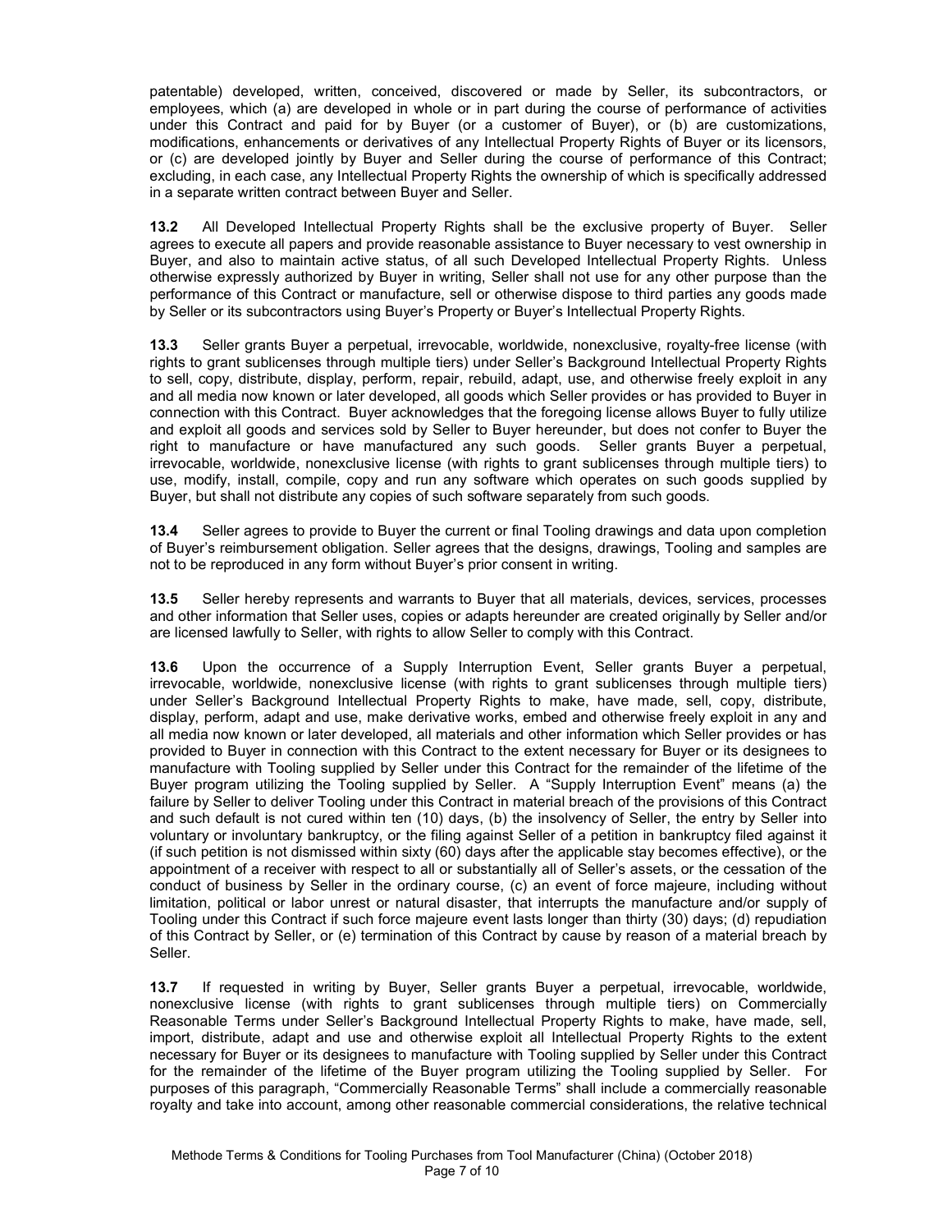patentable) developed, written, conceived, discovered or made by Seller, its subcontractors, or employees, which (a) are developed in whole or in part during the course of performance of activities under this Contract and paid for by Buyer (or a customer of Buyer), or (b) are customizations, modifications, enhancements or derivatives of any Intellectual Property Rights of Buyer or its licensors, or (c) are developed jointly by Buyer and Seller during the course of performance of this Contract; excluding, in each case, any Intellectual Property Rights the ownership of which is specifically addressed in a separate written contract between Buyer and Seller.

**13.2** All Developed Intellectual Property Rights shall be the exclusive property of Buyer. Seller agrees to execute all papers and provide reasonable assistance to Buyer necessary to vest ownership in Buyer, and also to maintain active status, of all such Developed Intellectual Property Rights. Unless otherwise expressly authorized by Buyer in writing, Seller shall not use for any other purpose than the performance of this Contract or manufacture, sell or otherwise dispose to third parties any goods made by Seller or its subcontractors using Buyer's Property or Buyer's Intellectual Property Rights.

**13.3** Seller grants Buyer a perpetual, irrevocable, worldwide, nonexclusive, royalty-free license (with rights to grant sublicenses through multiple tiers) under Seller's Background Intellectual Property Rights to sell, copy, distribute, display, perform, repair, rebuild, adapt, use, and otherwise freely exploit in any and all media now known or later developed, all goods which Seller provides or has provided to Buyer in connection with this Contract. Buyer acknowledges that the foregoing license allows Buyer to fully utilize and exploit all goods and services sold by Seller to Buyer hereunder, but does not confer to Buyer the right to manufacture or have manufactured any such goods. Seller grants Buyer a perpetual, irrevocable, worldwide, nonexclusive license (with rights to grant sublicenses through multiple tiers) to use, modify, install, compile, copy and run any software which operates on such goods supplied by Buyer, but shall not distribute any copies of such software separately from such goods.

**13.4** Seller agrees to provide to Buyer the current or final Tooling drawings and data upon completion of Buyer's reimbursement obligation. Seller agrees that the designs, drawings, Tooling and samples are not to be reproduced in any form without Buyer's prior consent in writing.

**13.5** Seller hereby represents and warrants to Buyer that all materials, devices, services, processes and other information that Seller uses, copies or adapts hereunder are created originally by Seller and/or are licensed lawfully to Seller, with rights to allow Seller to comply with this Contract.

**13.6** Upon the occurrence of a Supply Interruption Event, Seller grants Buyer a perpetual, irrevocable, worldwide, nonexclusive license (with rights to grant sublicenses through multiple tiers) under Seller's Background Intellectual Property Rights to make, have made, sell, copy, distribute, display, perform, adapt and use, make derivative works, embed and otherwise freely exploit in any and all media now known or later developed, all materials and other information which Seller provides or has provided to Buyer in connection with this Contract to the extent necessary for Buyer or its designees to manufacture with Tooling supplied by Seller under this Contract for the remainder of the lifetime of the Buyer program utilizing the Tooling supplied by Seller. A "Supply Interruption Event" means (a) the failure by Seller to deliver Tooling under this Contract in material breach of the provisions of this Contract and such default is not cured within ten (10) days, (b) the insolvency of Seller, the entry by Seller into voluntary or involuntary bankruptcy, or the filing against Seller of a petition in bankruptcy filed against it (if such petition is not dismissed within sixty (60) days after the applicable stay becomes effective), or the appointment of a receiver with respect to all or substantially all of Seller's assets, or the cessation of the conduct of business by Seller in the ordinary course, (c) an event of force majeure, including without limitation, political or labor unrest or natural disaster, that interrupts the manufacture and/or supply of Tooling under this Contract if such force majeure event lasts longer than thirty (30) days; (d) repudiation of this Contract by Seller, or (e) termination of this Contract by cause by reason of a material breach by Seller.

**13.7** If requested in writing by Buyer, Seller grants Buyer a perpetual, irrevocable, worldwide, nonexclusive license (with rights to grant sublicenses through multiple tiers) on Commercially Reasonable Terms under Seller's Background Intellectual Property Rights to make, have made, sell, import, distribute, adapt and use and otherwise exploit all Intellectual Property Rights to the extent necessary for Buyer or its designees to manufacture with Tooling supplied by Seller under this Contract for the remainder of the lifetime of the Buyer program utilizing the Tooling supplied by Seller. For purposes of this paragraph, "Commercially Reasonable Terms" shall include a commercially reasonable royalty and take into account, among other reasonable commercial considerations, the relative technical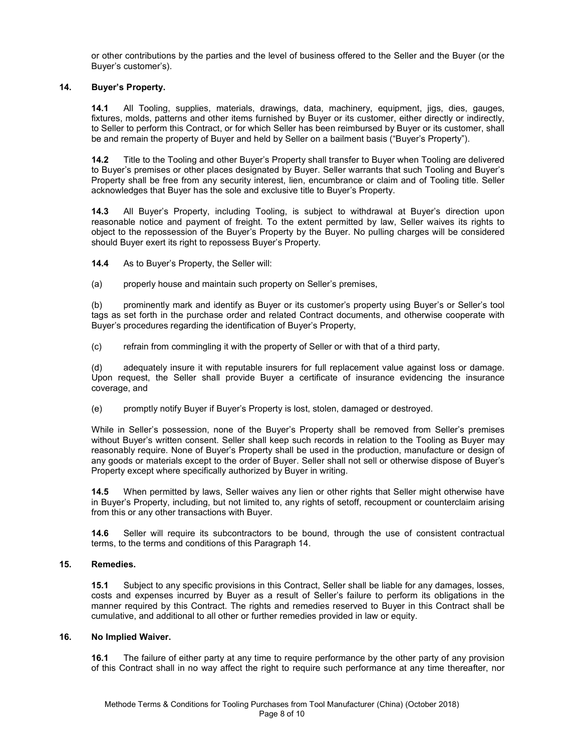or other contributions by the parties and the level of business offered to the Seller and the Buyer (or the Buyer's customer's).

## 14. Buyer's Property.

**14.1** All Tooling, supplies, materials, drawings, data, machinery, equipment, jigs, dies, gauges, fixtures, molds, patterns and other items furnished by Buyer or its customer, either directly or indirectly, to Seller to perform this Contract, or for which Seller has been reimbursed by Buyer or its customer, shall be and remain the property of Buyer and held by Seller on a bailment basis ("Buyer's Property").

**14.2** Title to the Tooling and other Buyer's Property shall transfer to Buyer when Tooling are delivered to Buyer's premises or other places designated by Buyer. Seller warrants that such Tooling and Buyer's Property shall be free from any security interest, lien, encumbrance or claim and of Tooling title. Seller acknowledges that Buyer has the sole and exclusive title to Buyer's Property.

**14.3** All Buyer's Property, including Tooling, is subject to withdrawal at Buyer's direction upon reasonable notice and payment of freight. To the extent permitted by law, Seller waives its rights to object to the repossession of the Buyer's Property by the Buyer. No pulling charges will be considered should Buyer exert its right to repossess Buyer's Property.

**14.4** As to Buyer's Property, the Seller will:

(a) properly house and maintain such property on Seller's premises,

(b) prominently mark and identify as Buyer or its customer's property using Buyer's or Seller's tool tags as set forth in the purchase order and related Contract documents, and otherwise cooperate with Buyer's procedures regarding the identification of Buyer's Property,

(c) refrain from commingling it with the property of Seller or with that of a third party,

(d) adequately insure it with reputable insurers for full replacement value against loss or damage. Upon request, the Seller shall provide Buyer a certificate of insurance evidencing the insurance coverage, and

(e) promptly notify Buyer if Buyer's Property is lost, stolen, damaged or destroyed.

While in Seller's possession, none of the Buyer's Property shall be removed from Seller's premises without Buyer's written consent. Seller shall keep such records in relation to the Tooling as Buyer may reasonably require. None of Buyer's Property shall be used in the production, manufacture or design of any goods or materials except to the order of Buyer. Seller shall not sell or otherwise dispose of Buyer's Property except where specifically authorized by Buyer in writing.

**14.5** When permitted by laws, Seller waives any lien or other rights that Seller might otherwise have in Buyer's Property, including, but not limited to, any rights of setoff, recoupment or counterclaim arising from this or any other transactions with Buyer.

**14.6** Seller will require its subcontractors to be bound, through the use of consistent contractual terms, to the terms and conditions of this Paragraph 14.

## 15. Remedies.

**15.1** Subject to any specific provisions in this Contract, Seller shall be liable for any damages, losses, costs and expenses incurred by Buyer as a result of Seller's failure to perform its obligations in the manner required by this Contract. The rights and remedies reserved to Buyer in this Contract shall be cumulative, and additional to all other or further remedies provided in law or equity.

## 16. No Implied Waiver.

**16.1** The failure of either party at any time to require performance by the other party of any provision of this Contract shall in no way affect the right to require such performance at any time thereafter, nor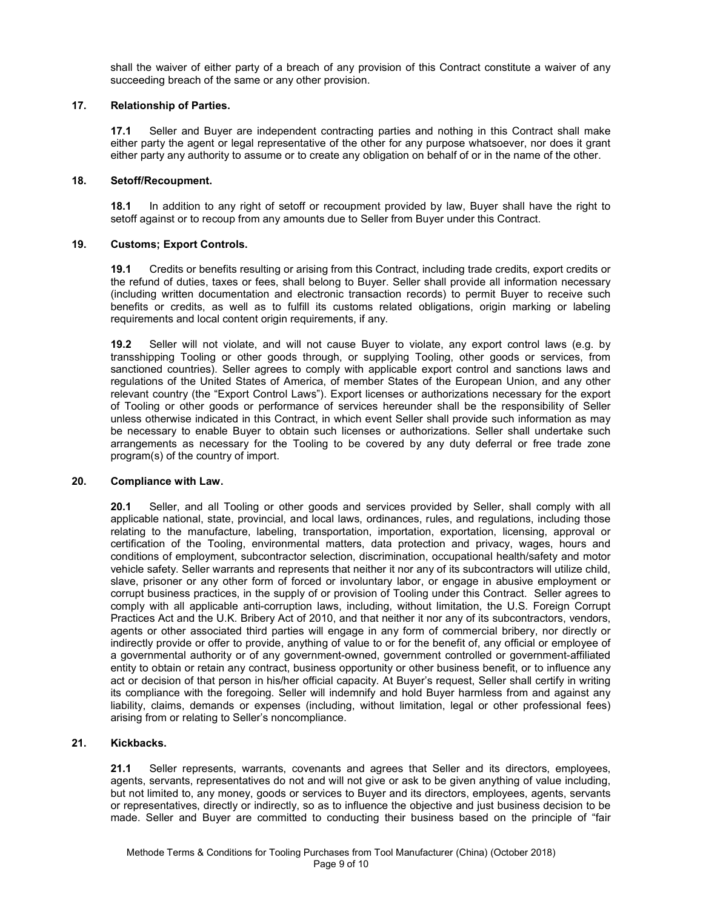shall the waiver of either party of a breach of any provision of this Contract constitute a waiver of any succeeding breach of the same or any other provision.

## 17. Relationship of Parties.

**17.1** Seller and Buyer are independent contracting parties and nothing in this Contract shall make either party the agent or legal representative of the other for any purpose whatsoever, nor does it grant either party any authority to assume or to create any obligation on behalf of or in the name of the other.

## 18. Setoff/Recoupment.

**18.1** In addition to any right of setoff or recoupment provided by law, Buyer shall have the right to setoff against or to recoup from any amounts due to Seller from Buyer under this Contract.

## 19. Customs; Export Controls.

**19.1** Credits or benefits resulting or arising from this Contract, including trade credits, export credits or the refund of duties, taxes or fees, shall belong to Buyer. Seller shall provide all information necessary (including written documentation and electronic transaction records) to permit Buyer to receive such benefits or credits, as well as to fulfill its customs related obligations, origin marking or labeling requirements and local content origin requirements, if any.

**19.2** Seller will not violate, and will not cause Buyer to violate, any export control laws (e.g. by transshipping Tooling or other goods through, or supplying Tooling, other goods or services, from sanctioned countries). Seller agrees to comply with applicable export control and sanctions laws and regulations of the United States of America, of member States of the European Union, and any other relevant country (the "Export Control Laws"). Export licenses or authorizations necessary for the export of Tooling or other goods or performance of services hereunder shall be the responsibility of Seller unless otherwise indicated in this Contract, in which event Seller shall provide such information as may be necessary to enable Buyer to obtain such licenses or authorizations. Seller shall undertake such arrangements as necessary for the Tooling to be covered by any duty deferral or free trade zone program(s) of the country of import.

## 20. Compliance with Law.

**20.1** Seller, and all Tooling or other goods and services provided by Seller, shall comply with all applicable national, state, provincial, and local laws, ordinances, rules, and regulations, including those relating to the manufacture, labeling, transportation, importation, exportation, licensing, approval or certification of the Tooling, environmental matters, data protection and privacy, wages, hours and conditions of employment, subcontractor selection, discrimination, occupational health/safety and motor vehicle safety. Seller warrants and represents that neither it nor any of its subcontractors will utilize child, slave, prisoner or any other form of forced or involuntary labor, or engage in abusive employment or corrupt business practices, in the supply of or provision of Tooling under this Contract. Seller agrees to comply with all applicable anti-corruption laws, including, without limitation, the U.S. Foreign Corrupt Practices Act and the U.K. Bribery Act of 2010, and that neither it nor any of its subcontractors, vendors, agents or other associated third parties will engage in any form of commercial bribery, nor directly or indirectly provide or offer to provide, anything of value to or for the benefit of, any official or employee of a governmental authority or of any government-owned, government controlled or government-affiliated entity to obtain or retain any contract, business opportunity or other business benefit, or to influence any act or decision of that person in his/her official capacity. At Buyer's request, Seller shall certify in writing its compliance with the foregoing. Seller will indemnify and hold Buyer harmless from and against any liability, claims, demands or expenses (including, without limitation, legal or other professional fees) arising from or relating to Seller's noncompliance.

## 21. Kickbacks.

**21.1** Seller represents, warrants, covenants and agrees that Seller and its directors, employees, agents, servants, representatives do not and will not give or ask to be given anything of value including, but not limited to, any money, goods or services to Buyer and its directors, employees, agents, servants or representatives, directly or indirectly, so as to influence the objective and just business decision to be made. Seller and Buyer are committed to conducting their business based on the principle of "fair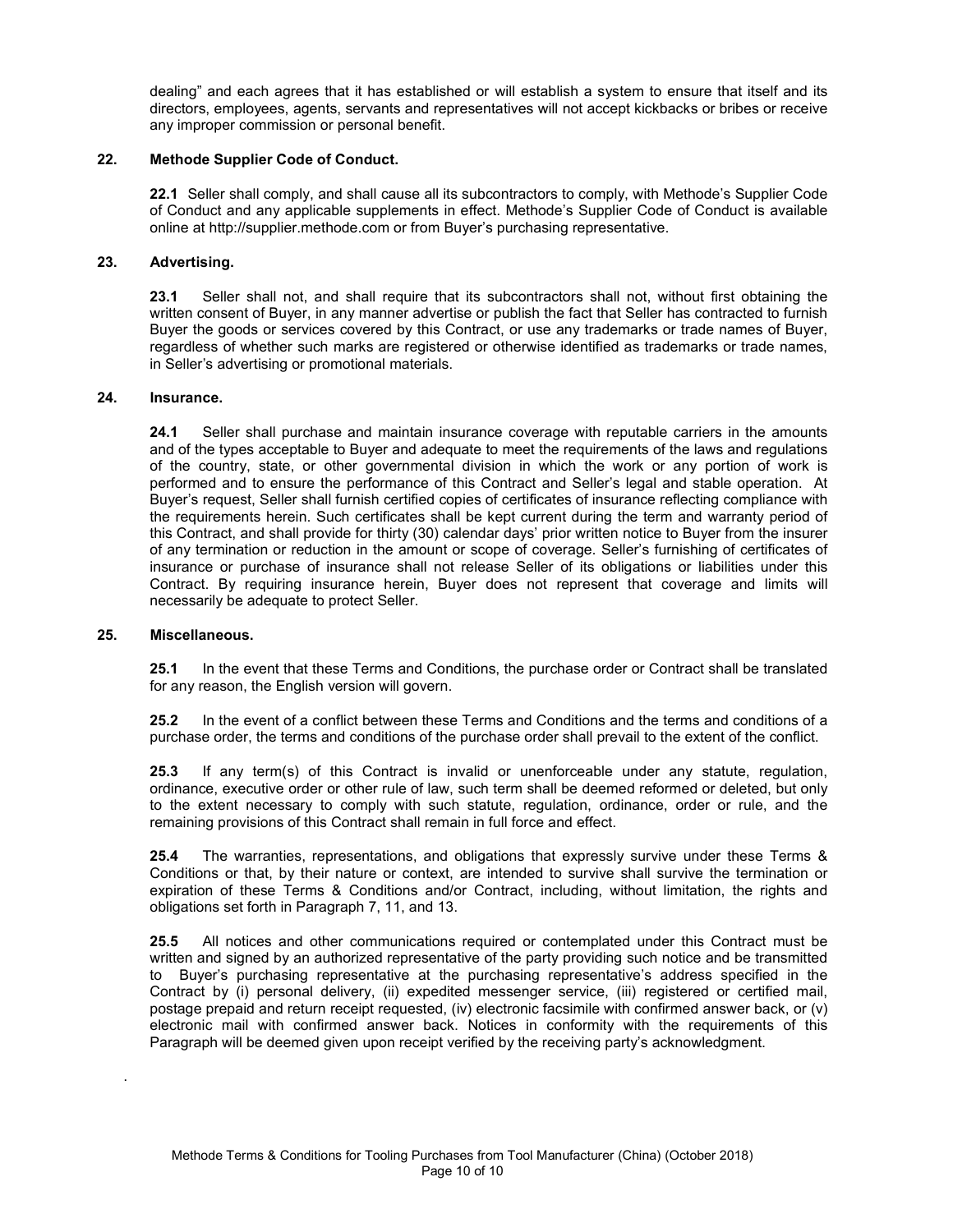dealing" and each agrees that it has established or will establish a system to ensure that itself and its directors, employees, agents, servants and representatives will not accept kickbacks or bribes or receive any improper commission or personal benefit.

### 22. Methode Supplier Code of Conduct.

**22.1** Seller shall comply, and shall cause all its subcontractors to comply, with Methode's Supplier Code of Conduct and any applicable supplements in effect. Methode's Supplier Code of Conduct is available online at http://supplier.methode.com or from Buyer's purchasing representative.

### 23. Advertising.

**23.1** Seller shall not, and shall require that its subcontractors shall not, without first obtaining the written consent of Buyer, in any manner advertise or publish the fact that Seller has contracted to furnish Buyer the goods or services covered by this Contract, or use any trademarks or trade names of Buyer, regardless of whether such marks are registered or otherwise identified as trademarks or trade names, in Seller's advertising or promotional materials.

### 24. Insurance.

**24.1** Seller shall purchase and maintain insurance coverage with reputable carriers in the amounts and of the types acceptable to Buyer and adequate to meet the requirements of the laws and regulations of the country, state, or other governmental division in which the work or any portion of work is performed and to ensure the performance of this Contract and Seller's legal and stable operation. At Buyer's request, Seller shall furnish certified copies of certificates of insurance reflecting compliance with the requirements herein. Such certificates shall be kept current during the term and warranty period of this Contract, and shall provide for thirty (30) calendar days' prior written notice to Buyer from the insurer of any termination or reduction in the amount or scope of coverage. Seller's furnishing of certificates of insurance or purchase of insurance shall not release Seller of its obligations or liabilities under this Contract. By requiring insurance herein, Buyer does not represent that coverage and limits will necessarily be adequate to protect Seller.

### 25. Miscellaneous.

**25.1** In the event that these Terms and Conditions, the purchase order or Contract shall be translated for any reason, the English version will govern.

**25.2** In the event of a conflict between these Terms and Conditions and the terms and conditions of a purchase order, the terms and conditions of the purchase order shall prevail to the extent of the conflict.

**25.3** If any term(s) of this Contract is invalid or unenforceable under any statute, regulation, ordinance, executive order or other rule of law, such term shall be deemed reformed or deleted, but only to the extent necessary to comply with such statute, regulation, ordinance, order or rule, and the remaining provisions of this Contract shall remain in full force and effect.

**25.4** The warranties, representations, and obligations that expressly survive under these Terms & Conditions or that, by their nature or context, are intended to survive shall survive the termination or expiration of these Terms & Conditions and/or Contract, including, without limitation, the rights and obligations set forth in Paragraph 7, 11, and 13.

**25.5** All notices and other communications required or contemplated under this Contract must be written and signed by an authorized representative of the party providing such notice and be transmitted to Buyer's purchasing representative at the purchasing representative's address specified in the Contract by (i) personal delivery, (ii) expedited messenger service, (iii) registered or certified mail, postage prepaid and return receipt requested, (iv) electronic facsimile with confirmed answer back, or (v) electronic mail with confirmed answer back. Notices in conformity with the requirements of this Paragraph will be deemed given upon receipt verified by the receiving party's acknowledgment.